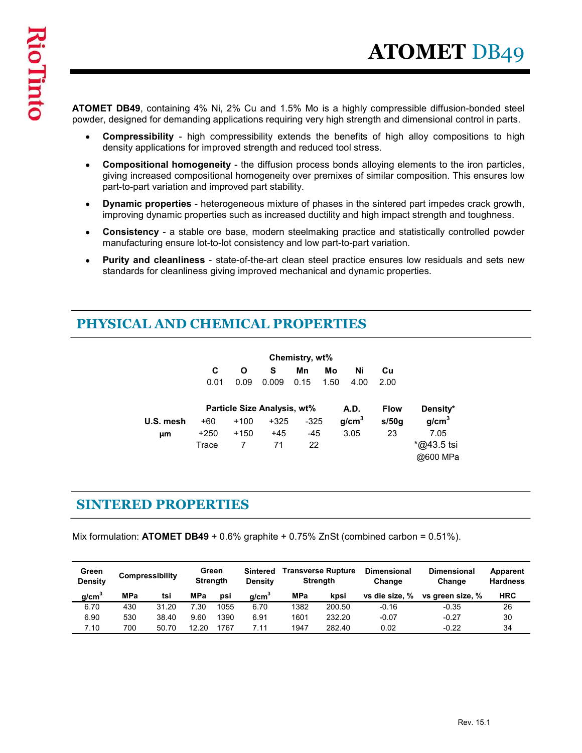# ATOMET DB49

**ATOMET DB49**, containing 4% Ni, 2% Cu and 1.5% Mo is a highly compressible diffusion-bonded steel powder, designed for demanding applications requiring very high strength and dimensional control in parts.

- **Compressibility** - high compressibility extends the benefits of high alloy compositions to high density applications for improved strength and reduced tool stress.
- **Compositional homogeneity** - the diffusion process bonds alloying elements to the iron particles, giving increased compositional homogeneity over premixes of similar composition. This ensures low part-to-part variation and improved part stability.
- **Dynamic properties** - heterogeneous mixture of phases in the sintered part impedes crack growth, improving dynamic properties such as increased ductility and high impact strength and toughness.
- **Consistency** - a stable ore base, modern steelmaking practice and statistically controlled powder manufacturing ensure lot-to-lot consistency and low part-to-part variation.
- **Purity and cleanliness** - state-of-the-art clean steel practice ensures low residuals and sets new standards for cleanliness giving improved mechanical and dynamic properties.

## PHYSICAL AND CHEMICAL PROPERTIES

**Chemistry, wt%**

| C | O | S | Mn | Mo | Ni | Cu |
|---|---|---|---|---|---|---|
| 0.01 | 0.09 | 0.009 | 0.15 | 1.50 | 4.00 | 2.00 |

| | Particle Size Analysis, wt% | | | | A.D. | Flow | Density* |
|---|---|---|---|---|---|---|---|
| U.S. mesh | +60 | +100 | +325 | -325 | $g/cm^3$ | s/50g | $g/cm^3$ |
| μm | +250 | +150 | +45 | -45 | 3.05 | 23 | 7.05 |
| | Trace | 7 | 71 | 22 | | | *@43.5 tsi @600 MPa |

## SINTERED PROPERTIES

Mix formulation: **ATOMET DB49** + 0.6% graphite + 0.75% ZnSt (combined carbon = 0.51%).

| Green Density | Compressibility | | Green Strength | | Sintered Density | Transverse Rupture Strength | | Dimensional Change | Dimensional Change | Apparent Hardness |
|---|---|---|---|---|---|---|---|---|---|---|
| $g/cm^3$ | MPa | tsi | MPa | psi | $g/cm^3$ | MPa | kpsi | vs die size, % | vs green size, % | HRC |
| 6.70 | 430 | 31.20 | 7.30 | 1055 | 6.70 | 1382 | 200.50 | -0.16 | -0.35 | 26 |
| 6.90 | 530 | 38.40 | 9.60 | 1390 | 6.91 | 1601 | 232.20 | -0.07 | -0.27 | 30 |
| 7.10 | 700 | 50.70 | 12.20 | 1767 | 7.11 | 1947 | 282.40 | 0.02 | -0.22 | 34 |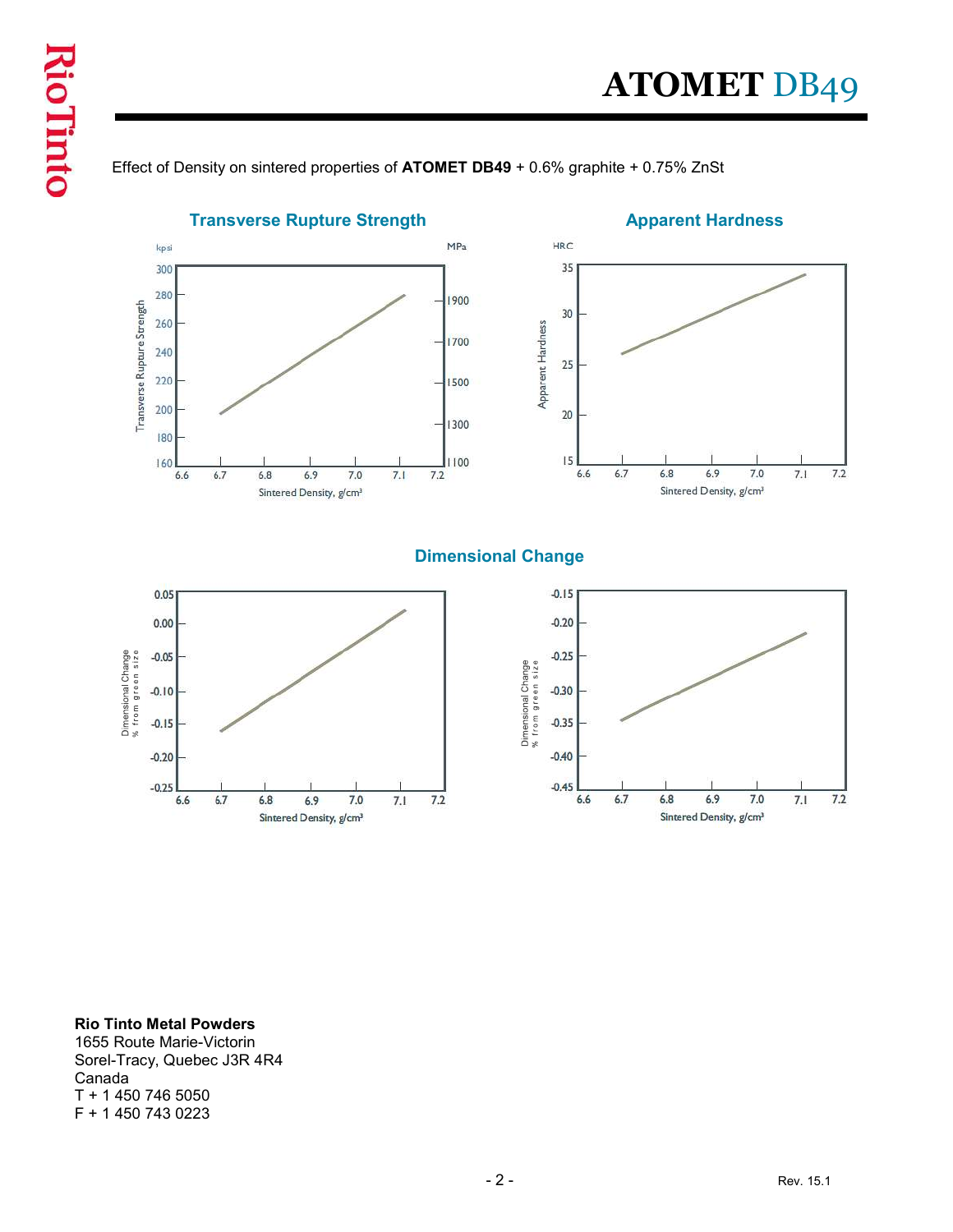# ATOMET DB49

Effect of Density on sintered properties of **ATOMET DB49** + 0.6% graphite + 0.75% ZnSt

## Transverse Rupture Strength

kpsi

MPa

Transverse Rupture Strength

300
280
260
240
220
200
180
160

1900
1700
1500
1300
1100

6.6 6.7 6.8 6.9 7.0 7.1 7.2

Sintered Density, g/cm³

## Apparent Hardness

HRC

Apparent Hardness

35
30
25
20
15

6.6 6.7 6.8 6.9 7.0 7.1 7.2

Sintered Density, g/cm³

## Dimensional Change

Dimensional Change
% from green size

0.05
0.00
-0.05
-0.10
-0.15
-0.20
-0.25

6.6 6.7 6.8 6.9 7.0 7.1 7.2

Sintered Density, g/cm³

Dimensional Change
% from green size

-0.15
-0.20
-0.25
-0.30
-0.35
-0.40
-0.45

6.6 6.7 6.8 6.9 7.0 7.1 7.2

Sintered Density, g/cm³

**Rio Tinto Metal Powders**
1655 Route Marie-Victorin
Sorel-Tracy, Quebec J3R 4R4
Canada
T + 1 450 746 5050
F + 1 450 743 0223

Rev. 15.1